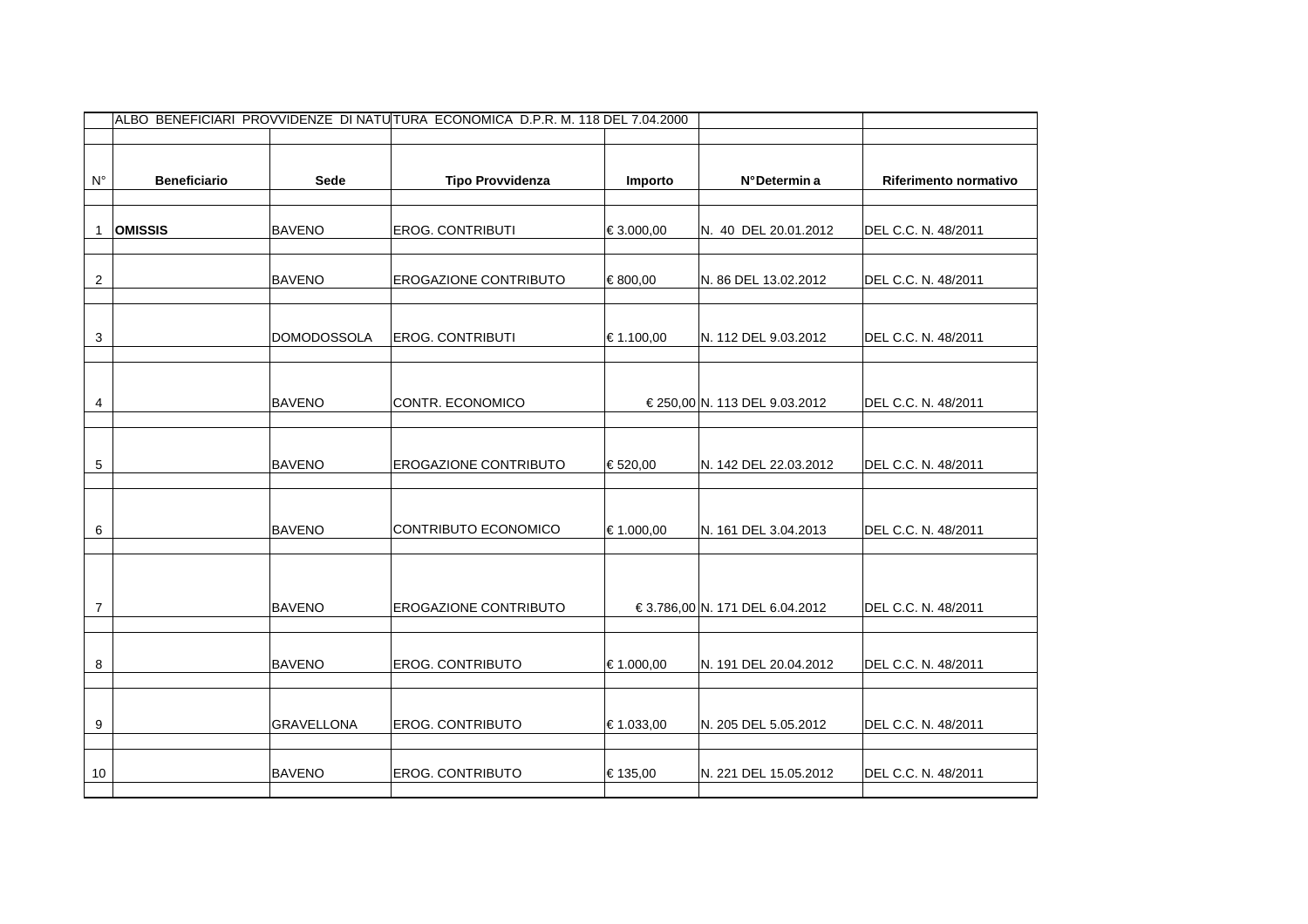ALBO BENEFICIARI PROVVIDENZE DI NATURA ECONOMICA D.P.R. M. 118 DEL 7.04.2000

| N° | Beneficiario | Sede | Tipo Provvidenza | Importo | N°Determin a | Riferimento normativo |
|---|---|---|---|---|---|---|
| 1 | **OMISSIS** | BAVENO | EROG. CONTRIBUTI | € 3.000,00 | N. 40 DEL 20.01.2012 | DEL C.C. N. 48/2011 |
| 2 | | BAVENO | EROGAZIONE CONTRIBUTO | € 800,00 | N. 86 DEL 13.02.2012 | DEL C.C. N. 48/2011 |
| 3 | | DOMODOSSOLA | EROG. CONTRIBUTI | € 1.100,00 | N. 112 DEL 9.03.2012 | DEL C.C. N. 48/2011 |
| 4 | | BAVENO | CONTR. ECONOMICO | € 250,00 | N. 113 DEL 9.03.2012 | DEL C.C. N. 48/2011 |
| 5 | | BAVENO | EROGAZIONE CONTRIBUTO | € 520,00 | N. 142 DEL 22.03.2012 | DEL C.C. N. 48/2011 |
| 6 | | BAVENO | CONTRIBUTO ECONOMICO | € 1.000,00 | N. 161 DEL 3.04.2013 | DEL C.C. N. 48/2011 |
| 7 | | BAVENO | EROGAZIONE CONTRIBUTO | € 3.786,00 | N. 171 DEL 6.04.2012 | DEL C.C. N. 48/2011 |
| 8 | | BAVENO | EROG. CONTRIBUTO | € 1.000,00 | N. 191 DEL 20.04.2012 | DEL C.C. N. 48/2011 |
| 9 | | GRAVELLONA | EROG. CONTRIBUTO | € 1.033,00 | N. 205 DEL 5.05.2012 | DEL C.C. N. 48/2011 |
| 10 | | BAVENO | EROG. CONTRIBUTO | € 135,00 | N. 221 DEL 15.05.2012 | DEL C.C. N. 48/2011 |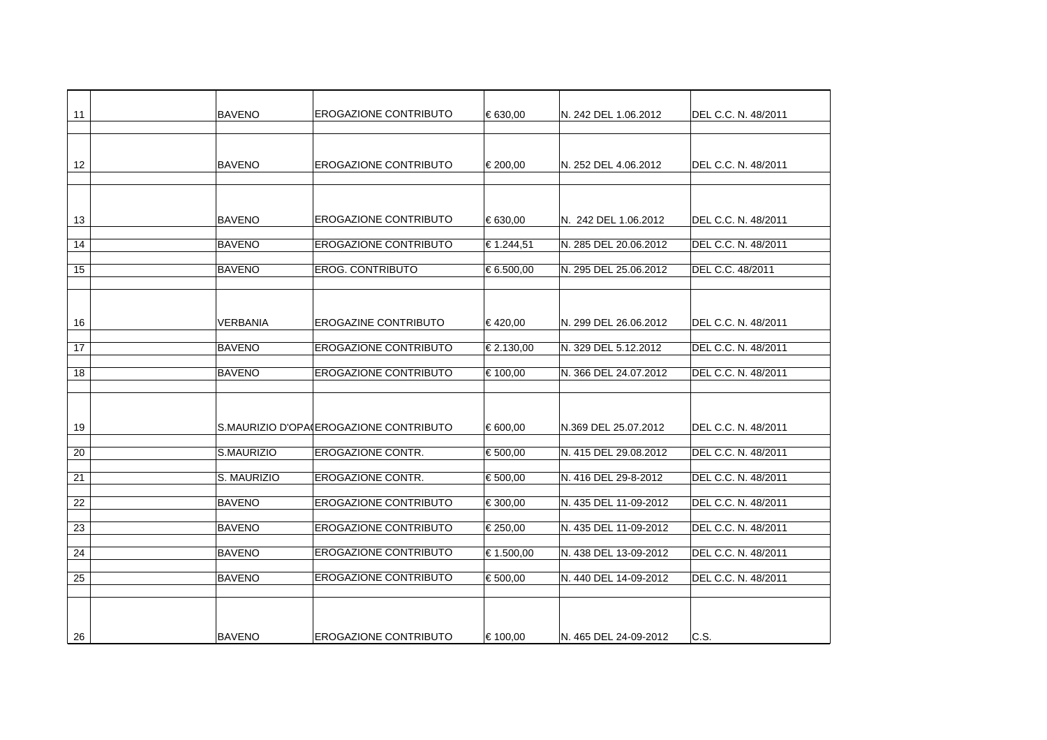| | | | | | | |
|---|---|---|---|---|---|---|
| 11 | | BAVENO | EROGAZIONE CONTRIBUTO | € 630,00 | N. 242 DEL 1.06.2012 | DEL C.C. N. 48/2011 |
| 12 | | BAVENO | EROGAZIONE CONTRIBUTO | € 200,00 | N. 252 DEL 4.06.2012 | DEL C.C. N. 48/2011 |
| 13 | | BAVENO | EROGAZIONE CONTRIBUTO | € 630,00 | N. 242 DEL 1.06.2012 | DEL C.C. N. 48/2011 |
| 14 | | BAVENO | EROGAZIONE CONTRIBUTO | € 1.244,51 | N. 285 DEL 20.06.2012 | DEL C.C. N. 48/2011 |
| 15 | | BAVENO | EROG. CONTRIBUTO | € 6.500,00 | N. 295 DEL 25.06.2012 | DEL C.C. 48/2011 |
| 16 | | VERBANIA | EROGAZINE CONTRIBUTO | € 420,00 | N. 299 DEL 26.06.2012 | DEL C.C. N. 48/2011 |
| 17 | | BAVENO | EROGAZIONE CONTRIBUTO | € 2.130,00 | N. 329 DEL 5.12.2012 | DEL C.C. N. 48/2011 |
| 18 | | BAVENO | EROGAZIONE CONTRIBUTO | € 100,00 | N. 366 DEL 24.07.2012 | DEL C.C. N. 48/2011 |
| 19 | | S.MAURIZIO D'OPA( | EROGAZIONE CONTRIBUTO | € 600,00 | N.369 DEL 25.07.2012 | DEL C.C. N. 48/2011 |
| 20 | | S.MAURIZIO | EROGAZIONE CONTR. | € 500,00 | N. 415 DEL 29.08.2012 | DEL C.C. N. 48/2011 |
| 21 | | S. MAURIZIO | EROGAZIONE CONTR. | € 500,00 | N. 416 DEL 29-8-2012 | DEL C.C. N. 48/2011 |
| 22 | | BAVENO | EROGAZIONE CONTRIBUTO | € 300,00 | N. 435 DEL 11-09-2012 | DEL C.C. N. 48/2011 |
| 23 | | BAVENO | EROGAZIONE CONTRIBUTO | € 250,00 | N. 435 DEL 11-09-2012 | DEL C.C. N. 48/2011 |
| 24 | | BAVENO | EROGAZIONE CONTRIBUTO | € 1.500,00 | N. 438 DEL 13-09-2012 | DEL C.C. N. 48/2011 |
| 25 | | BAVENO | EROGAZIONE CONTRIBUTO | € 500,00 | N. 440 DEL 14-09-2012 | DEL C.C. N. 48/2011 |
| 26 | | BAVENO | EROGAZIONE CONTRIBUTO | € 100,00 | N. 465 DEL 24-09-2012 | C.S. |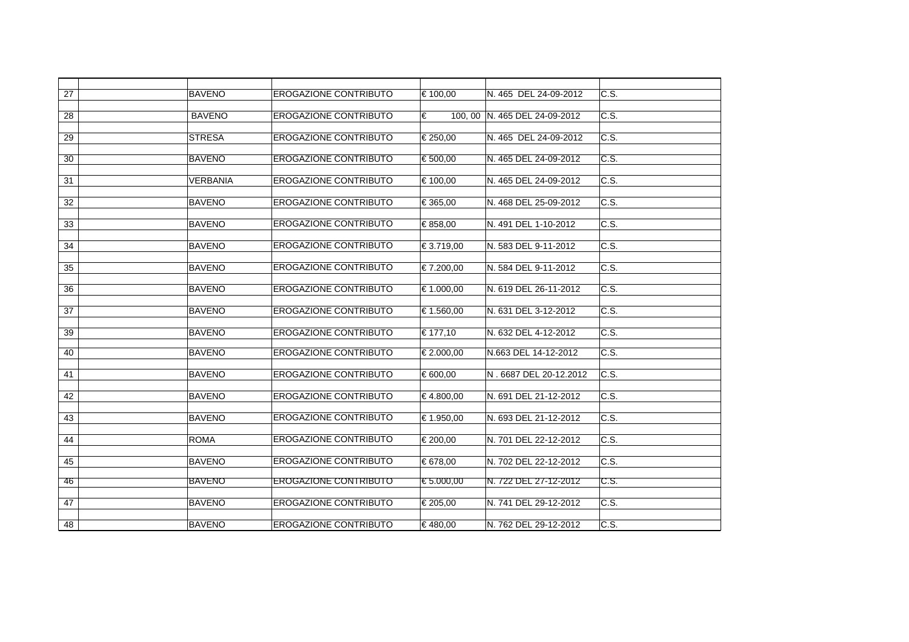| | | | | | | |
|---|---|---|---|---|---|---|
| 27 | | BAVENO | EROGAZIONE CONTRIBUTO | € 100,00 | N. 465 DEL 24-09-2012 | C.S. |
| 28 | | BAVENO | EROGAZIONE CONTRIBUTO | € 100, 00 | N. 465 DEL 24-09-2012 | C.S. |
| 29 | | STRESA | EROGAZIONE CONTRIBUTO | € 250,00 | N. 465 DEL 24-09-2012 | C.S. |
| 30 | | BAVENO | EROGAZIONE CONTRIBUTO | € 500,00 | N. 465 DEL 24-09-2012 | C.S. |
| 31 | | VERBANIA | EROGAZIONE CONTRIBUTO | € 100,00 | N. 465 DEL 24-09-2012 | C.S. |
| 32 | | BAVENO | EROGAZIONE CONTRIBUTO | € 365,00 | N. 468 DEL 25-09-2012 | C.S. |
| 33 | | BAVENO | EROGAZIONE CONTRIBUTO | € 858,00 | N. 491 DEL 1-10-2012 | C.S. |
| 34 | | BAVENO | EROGAZIONE CONTRIBUTO | € 3.719,00 | N. 583 DEL 9-11-2012 | C.S. |
| 35 | | BAVENO | EROGAZIONE CONTRIBUTO | € 7.200,00 | N. 584 DEL 9-11-2012 | C.S. |
| 36 | | BAVENO | EROGAZIONE CONTRIBUTO | € 1.000,00 | N. 619 DEL 26-11-2012 | C.S. |
| 37 | | BAVENO | EROGAZIONE CONTRIBUTO | € 1.560,00 | N. 631 DEL 3-12-2012 | C.S. |
| 39 | | BAVENO | EROGAZIONE CONTRIBUTO | € 177,10 | N. 632 DEL 4-12-2012 | C.S. |
| 40 | | BAVENO | EROGAZIONE CONTRIBUTO | € 2.000,00 | N.663 DEL 14-12-2012 | C.S. |
| 41 | | BAVENO | EROGAZIONE CONTRIBUTO | € 600,00 | N . 6687 DEL 20-12.2012 | C.S. |
| 42 | | BAVENO | EROGAZIONE CONTRIBUTO | € 4.800,00 | N. 691 DEL 21-12-2012 | C.S. |
| 43 | | BAVENO | EROGAZIONE CONTRIBUTO | € 1.950,00 | N. 693 DEL 21-12-2012 | C.S. |
| 44 | | ROMA | EROGAZIONE CONTRIBUTO | € 200,00 | N. 701 DEL 22-12-2012 | C.S. |
| 45 | | BAVENO | EROGAZIONE CONTRIBUTO | € 678,00 | N. 702 DEL 22-12-2012 | C.S. |
| 46 | | BAVENO | EROGAZIONE CONTRIBUTO | € 5.000,00 | N. 722 DEL 27-12-2012 | C.S. |
| 47 | | BAVENO | EROGAZIONE CONTRIBUTO | € 205,00 | N. 741 DEL 29-12-2012 | C.S. |
| 48 | | BAVENO | EROGAZIONE CONTRIBUTO | € 480,00 | N. 762 DEL 29-12-2012 | C.S. |